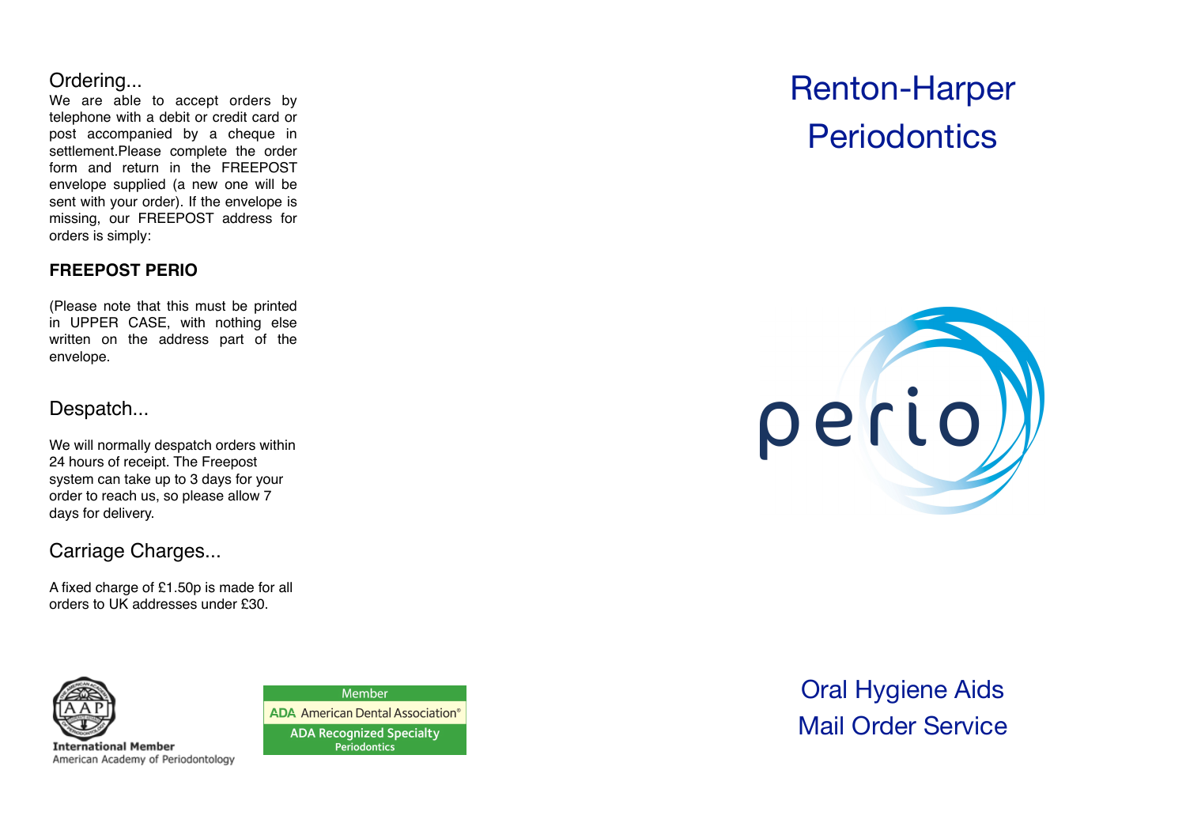## Ordering...

We are able to accept orders by telephone with a debit or credit card or post accompanied by a cheque in settlement.Please complete the order form and return in the FREEPOST envelope supplied (a new one will be sent with your order). If the envelope is missing, our FREEPOST address for orders is simply:

**FREEPOST PERIO**

(Please note that this must be printed in UPPER CASE, with nothing else written on the address part of the envelope.

## Despatch...

We will normally despatch orders within 24 hours of receipt. The Freepost system can take up to 3 days for your order to reach us, so please allow 7 days for delivery.

## Carriage Charges...

A fixed charge of £1.50p is made for all orders to UK addresses under £30.

**International Member**
American Academy of Periodontology

Member
ADA American Dental Association®
ADA Recognized Specialty
Periodontics

# Renton-Harper Periodontics

perio

## Oral Hygiene Aids Mail Order Service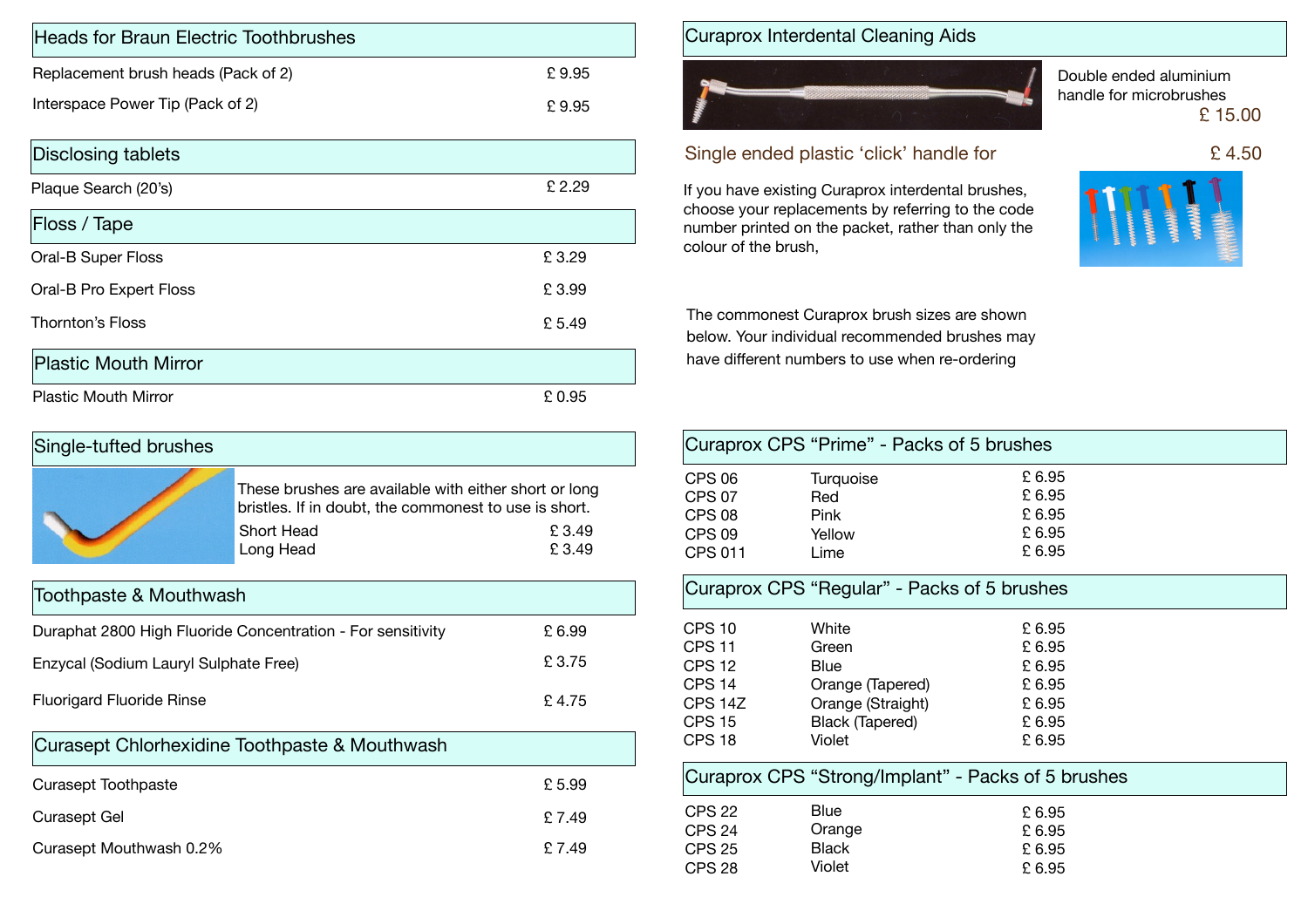## Heads for Braun Electric Toothbrushes

| | |
|---|---|
| Replacement brush heads (Pack of 2) | £ 9.95 |
| Interspace Power Tip (Pack of 2) | £ 9.95 |

## Disclosing tablets

| | |
|---|---|
| Plaque Search (20's) | £ 2.29 |

## Floss / Tape

| | |
|---|---|
| Oral-B Super Floss | £ 3.29 |
| Oral-B Pro Expert Floss | £ 3.99 |
| Thornton's Floss | £ 5.49 |

## Plastic Mouth Mirror

| | |
|---|---|
| Plastic Mouth Mirror | £ 0.95 |

## Single-tufted brushes

These brushes are available with either short or long bristles. If in doubt, the commonest to use is short.

| | |
|---|---|
| Short Head | £ 3.49 |
| Long Head | £ 3.49 |

## Toothpaste & Mouthwash

| | |
|---|---|
| Duraphat 2800 High Fluoride Concentration - For sensitivity | £ 6.99 |
| Enzycal (Sodium Lauryl Sulphate Free) | £ 3.75 |
| Fluorigard Fluoride Rinse | £ 4.75 |

## Curasept Chlorhexidine Toothpaste & Mouthwash

| | |
|---|---|
| Curasept Toothpaste | £ 5.99 |
| Curasept Gel | £ 7.49 |
| Curasept Mouthwash 0.2% | £ 7.49 |

## Curaprox Interdental Cleaning Aids

Double ended aluminium handle for microbrushes £ 15.00

Single ended plastic 'click' handle for £ 4.50

If you have existing Curaprox interdental brushes, choose your replacements by referring to the code number printed on the packet, rather than only the colour of the brush,

The commonest Curaprox brush sizes are shown below. Your individual recommended brushes may have different numbers to use when re-ordering

## Curaprox CPS "Prime" - Packs of 5 brushes

| | | |
|---|---|---|
| CPS 06 | Turquoise | £ 6.95 |
| CPS 07 | Red | £ 6.95 |
| CPS 08 | Pink | £ 6.95 |
| CPS 09 | Yellow | £ 6.95 |
| CPS 011 | Lime | £ 6.95 |

## Curaprox CPS "Regular" - Packs of 5 brushes

| | | |
|---|---|---|
| CPS 10 | White | £ 6.95 |
| CPS 11 | Green | £ 6.95 |
| CPS 12 | Blue | £ 6.95 |
| CPS 14 | Orange (Tapered) | £ 6.95 |
| CPS 14Z | Orange (Straight) | £ 6.95 |
| CPS 15 | Black (Tapered) | £ 6.95 |
| CPS 18 | Violet | £ 6.95 |

## Curaprox CPS "Strong/Implant" - Packs of 5 brushes

| | | |
|---|---|---|
| CPS 22 | Blue | £ 6.95 |
| CPS 24 | Orange | £ 6.95 |
| CPS 25 | Black | £ 6.95 |
| CPS 28 | Violet | £ 6.95 |